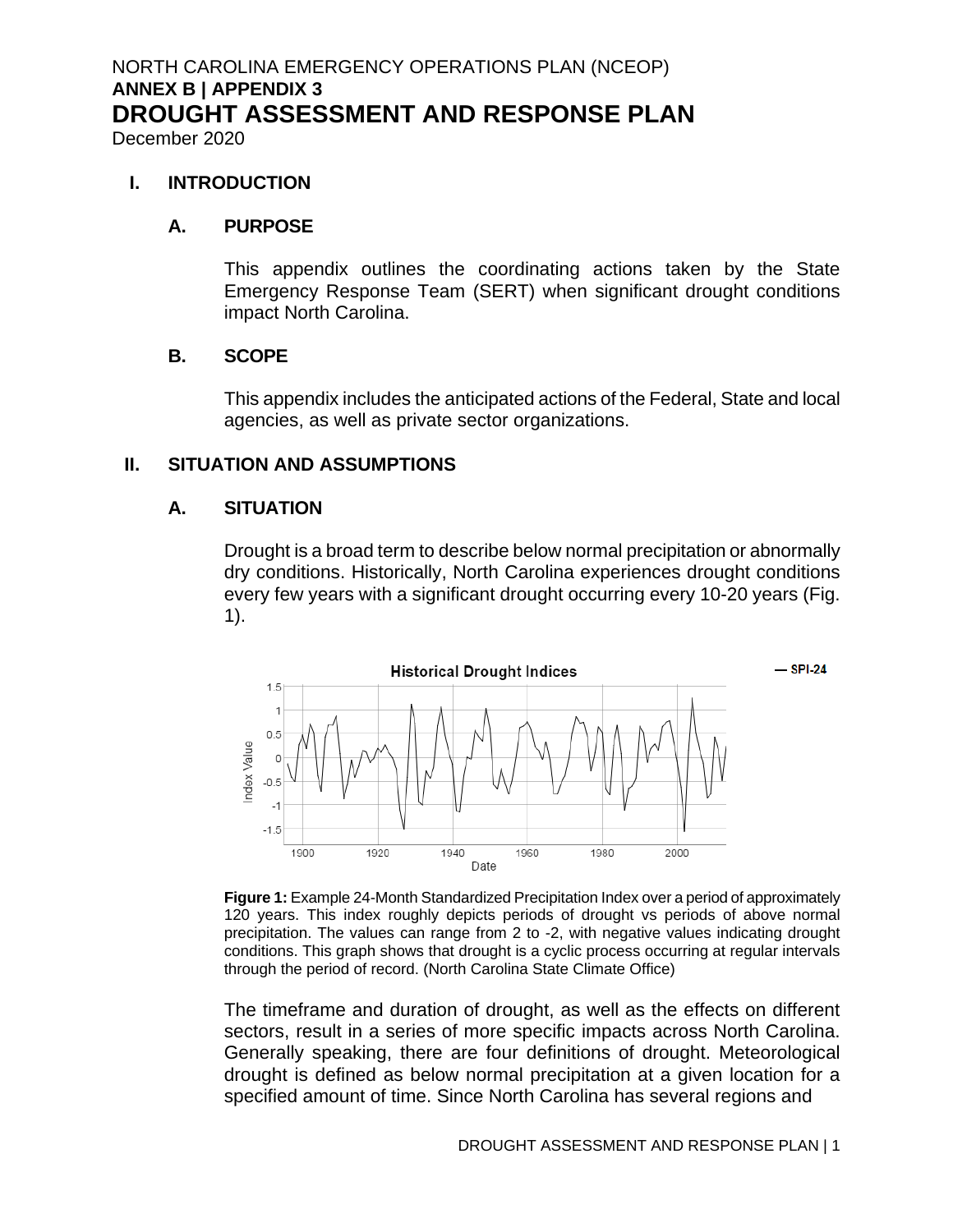NORTH CAROLINA EMERGENCY OPERATIONS PLAN (NCEOP)

**ANNEX B | APPENDIX 3**

# DROUGHT ASSESSMENT AND RESPONSE PLAN

December 2020

## I. INTRODUCTION

### A. PURPOSE

This appendix outlines the coordinating actions taken by the State Emergency Response Team (SERT) when significant drought conditions impact North Carolina.

### B. SCOPE

This appendix includes the anticipated actions of the Federal, State and local agencies, as well as private sector organizations.

## II. SITUATION AND ASSUMPTIONS

### A. SITUATION

Drought is a broad term to describe below normal precipitation or abnormally dry conditions. Historically, North Carolina experiences drought conditions every few years with a significant drought occurring every 10-20 years (Fig. 1).

**Figure 1:** Example 24-Month Standardized Precipitation Index over a period of approximately 120 years. This index roughly depicts periods of drought vs periods of above normal precipitation. The values can range from 2 to -2, with negative values indicating drought conditions. This graph shows that drought is a cyclic process occurring at regular intervals through the period of record. (North Carolina State Climate Office)

The timeframe and duration of drought, as well as the effects on different sectors, result in a series of more specific impacts across North Carolina. Generally speaking, there are four definitions of drought. Meteorological drought is defined as below normal precipitation at a given location for a specified amount of time. Since North Carolina has several regions and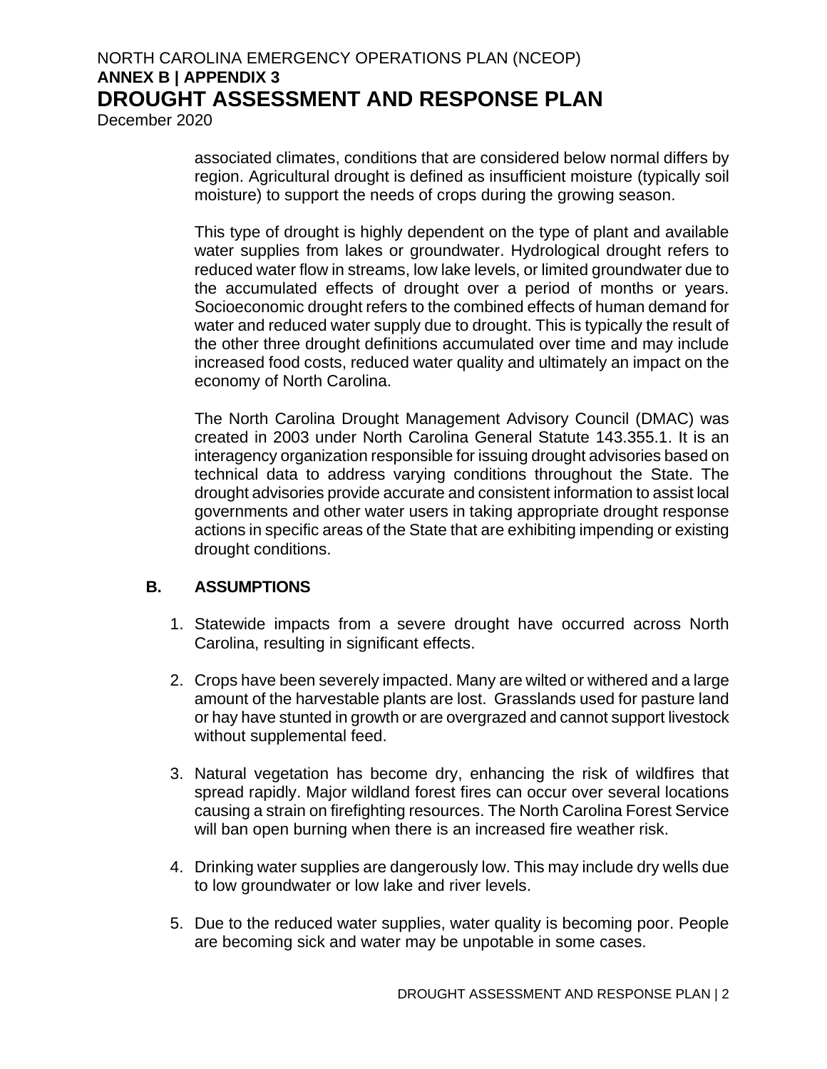associated climates, conditions that are considered below normal differs by region. Agricultural drought is defined as insufficient moisture (typically soil moisture) to support the needs of crops during the growing season.

This type of drought is highly dependent on the type of plant and available water supplies from lakes or groundwater. Hydrological drought refers to reduced water flow in streams, low lake levels, or limited groundwater due to the accumulated effects of drought over a period of months or years. Socioeconomic drought refers to the combined effects of human demand for water and reduced water supply due to drought. This is typically the result of the other three drought definitions accumulated over time and may include increased food costs, reduced water quality and ultimately an impact on the economy of North Carolina.

The North Carolina Drought Management Advisory Council (DMAC) was created in 2003 under North Carolina General Statute 143.355.1. It is an interagency organization responsible for issuing drought advisories based on technical data to address varying conditions throughout the State. The drought advisories provide accurate and consistent information to assist local governments and other water users in taking appropriate drought response actions in specific areas of the State that are exhibiting impending or existing drought conditions.

## B. ASSUMPTIONS

1. Statewide impacts from a severe drought have occurred across North Carolina, resulting in significant effects.
2. Crops have been severely impacted. Many are wilted or withered and a large amount of the harvestable plants are lost. Grasslands used for pasture land or hay have stunted in growth or are overgrazed and cannot support livestock without supplemental feed.
3. Natural vegetation has become dry, enhancing the risk of wildfires that spread rapidly. Major wildland forest fires can occur over several locations causing a strain on firefighting resources. The North Carolina Forest Service will ban open burning when there is an increased fire weather risk.
4. Drinking water supplies are dangerously low. This may include dry wells due to low groundwater or low lake and river levels.
5. Due to the reduced water supplies, water quality is becoming poor. People are becoming sick and water may be unpotable in some cases.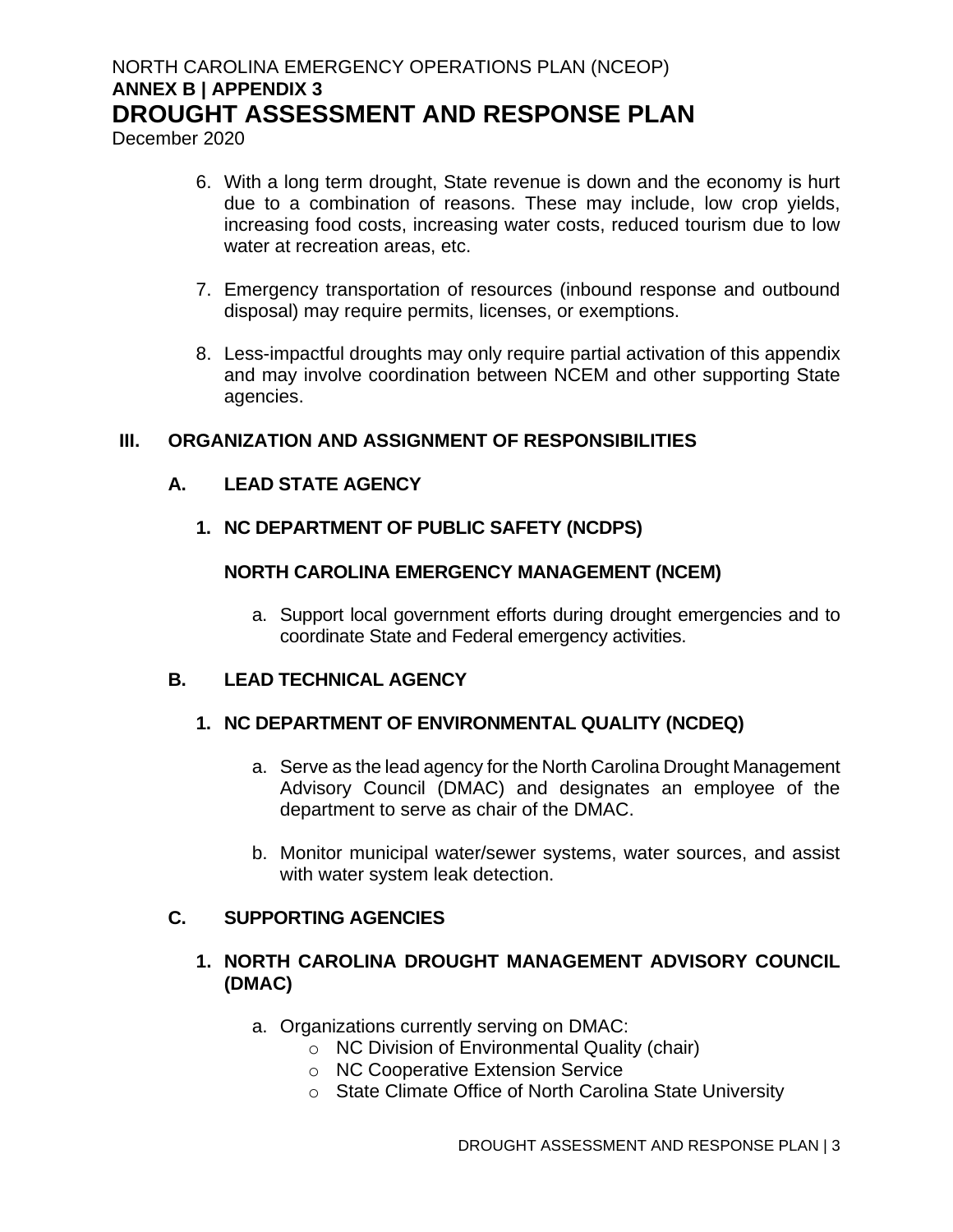6. With a long term drought, State revenue is down and the economy is hurt due to a combination of reasons. These may include, low crop yields, increasing food costs, increasing water costs, reduced tourism due to low water at recreation areas, etc.

7. Emergency transportation of resources (inbound response and outbound disposal) may require permits, licenses, or exemptions.

8. Less-impactful droughts may only require partial activation of this appendix and may involve coordination between NCEM and other supporting State agencies.

## III. ORGANIZATION AND ASSIGNMENT OF RESPONSIBILITIES

### A. LEAD STATE AGENCY

#### 1. NC DEPARTMENT OF PUBLIC SAFETY (NCDPS)

**NORTH CAROLINA EMERGENCY MANAGEMENT (NCEM)**

a. Support local government efforts during drought emergencies and to coordinate State and Federal emergency activities.

### B. LEAD TECHNICAL AGENCY

#### 1. NC DEPARTMENT OF ENVIRONMENTAL QUALITY (NCDEQ)

a. Serve as the lead agency for the North Carolina Drought Management Advisory Council (DMAC) and designates an employee of the department to serve as chair of the DMAC.

b. Monitor municipal water/sewer systems, water sources, and assist with water system leak detection.

### C. SUPPORTING AGENCIES

#### 1. NORTH CAROLINA DROUGHT MANAGEMENT ADVISORY COUNCIL (DMAC)

a. Organizations currently serving on DMAC:
   - NC Division of Environmental Quality (chair)
   - NC Cooperative Extension Service
   - State Climate Office of North Carolina State University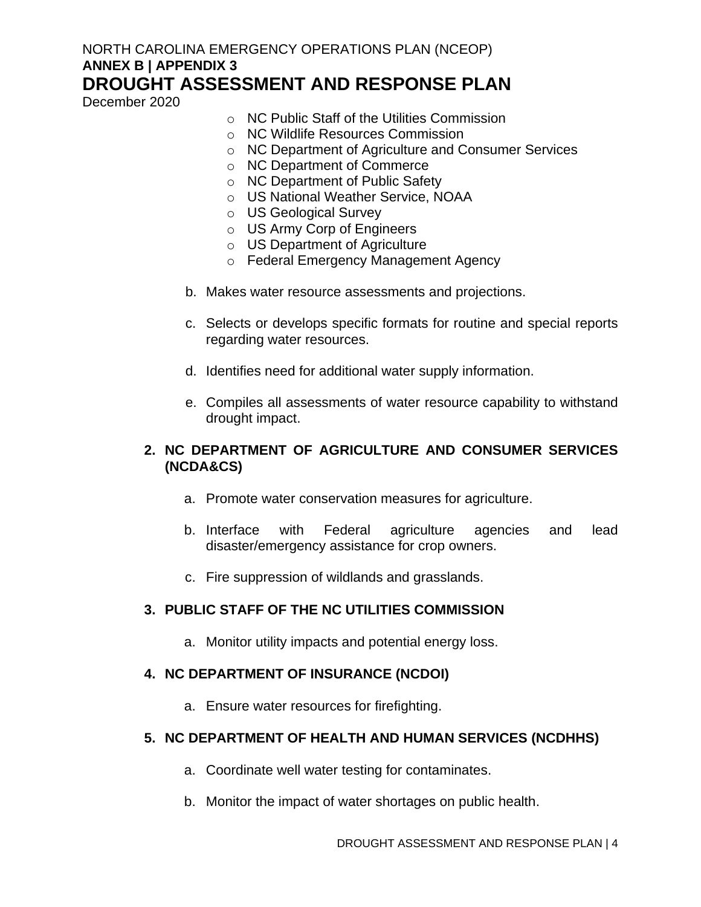- NC Public Staff of the Utilities Commission
- NC Wildlife Resources Commission
- NC Department of Agriculture and Consumer Services
- NC Department of Commerce
- NC Department of Public Safety
- US National Weather Service, NOAA
- US Geological Survey
- US Army Corp of Engineers
- US Department of Agriculture
- Federal Emergency Management Agency

b. Makes water resource assessments and projections.

c. Selects or develops specific formats for routine and special reports regarding water resources.

d. Identifies need for additional water supply information.

e. Compiles all assessments of water resource capability to withstand drought impact.

**2. NC DEPARTMENT OF AGRICULTURE AND CONSUMER SERVICES (NCDA&CS)**

a. Promote water conservation measures for agriculture.

b. Interface with Federal agriculture agencies and lead disaster/emergency assistance for crop owners.

c. Fire suppression of wildlands and grasslands.

**3. PUBLIC STAFF OF THE NC UTILITIES COMMISSION**

a. Monitor utility impacts and potential energy loss.

**4. NC DEPARTMENT OF INSURANCE (NCDOI)**

a. Ensure water resources for firefighting.

**5. NC DEPARTMENT OF HEALTH AND HUMAN SERVICES (NCDHHS)**

a. Coordinate well water testing for contaminates.

b. Monitor the impact of water shortages on public health.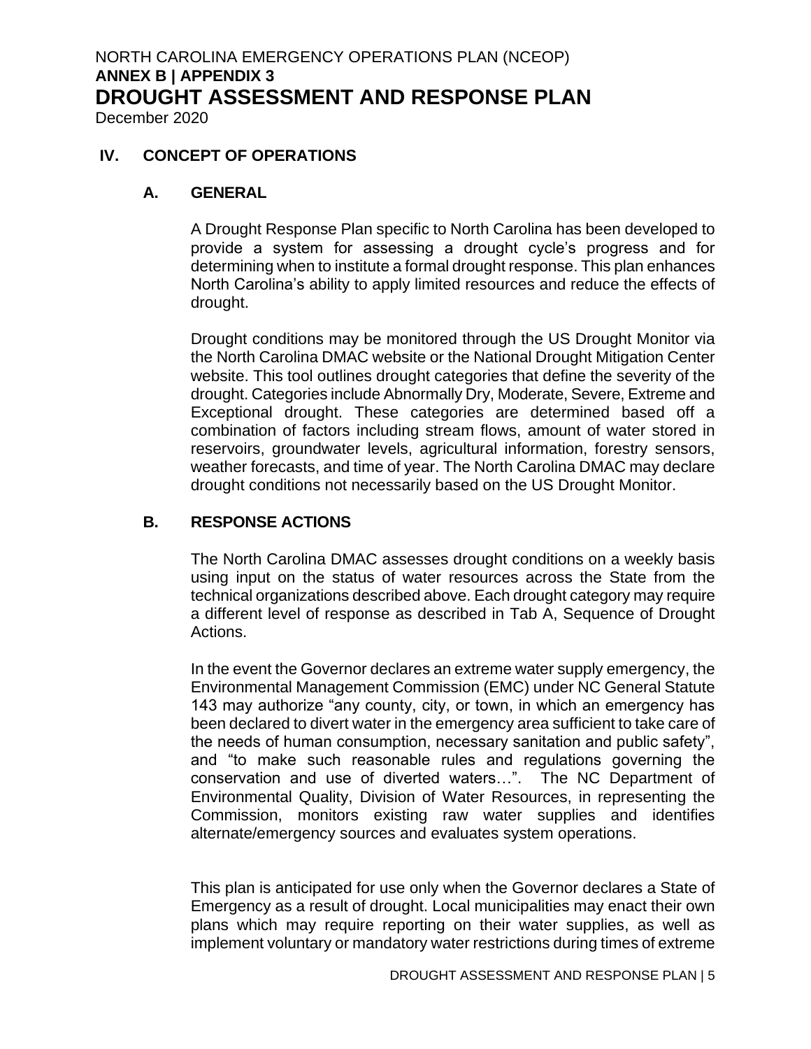## IV. CONCEPT OF OPERATIONS

### A. GENERAL

A Drought Response Plan specific to North Carolina has been developed to provide a system for assessing a drought cycle's progress and for determining when to institute a formal drought response. This plan enhances North Carolina's ability to apply limited resources and reduce the effects of drought.

Drought conditions may be monitored through the US Drought Monitor via the North Carolina DMAC website or the National Drought Mitigation Center website. This tool outlines drought categories that define the severity of the drought. Categories include Abnormally Dry, Moderate, Severe, Extreme and Exceptional drought. These categories are determined based off a combination of factors including stream flows, amount of water stored in reservoirs, groundwater levels, agricultural information, forestry sensors, weather forecasts, and time of year. The North Carolina DMAC may declare drought conditions not necessarily based on the US Drought Monitor.

### B. RESPONSE ACTIONS

The North Carolina DMAC assesses drought conditions on a weekly basis using input on the status of water resources across the State from the technical organizations described above. Each drought category may require a different level of response as described in Tab A, Sequence of Drought Actions.

In the event the Governor declares an extreme water supply emergency, the Environmental Management Commission (EMC) under NC General Statute 143 may authorize "any county, city, or town, in which an emergency has been declared to divert water in the emergency area sufficient to take care of the needs of human consumption, necessary sanitation and public safety", and "to make such reasonable rules and regulations governing the conservation and use of diverted waters…". The NC Department of Environmental Quality, Division of Water Resources, in representing the Commission, monitors existing raw water supplies and identifies alternate/emergency sources and evaluates system operations.

This plan is anticipated for use only when the Governor declares a State of Emergency as a result of drought. Local municipalities may enact their own plans which may require reporting on their water supplies, as well as implement voluntary or mandatory water restrictions during times of extreme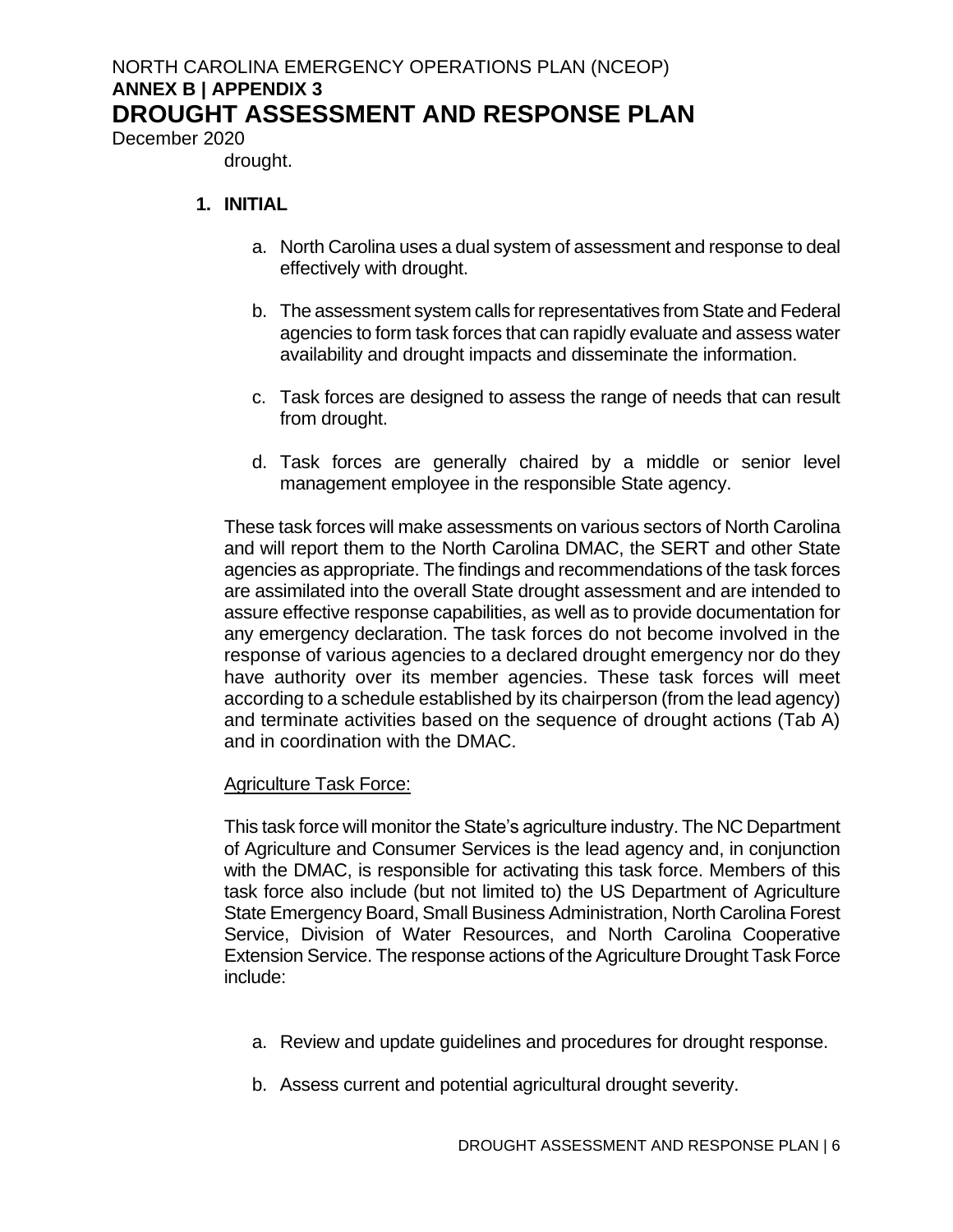drought.

1. **INITIAL**

   a. North Carolina uses a dual system of assessment and response to deal effectively with drought.

   b. The assessment system calls for representatives from State and Federal agencies to form task forces that can rapidly evaluate and assess water availability and drought impacts and disseminate the information.

   c. Task forces are designed to assess the range of needs that can result from drought.

   d. Task forces are generally chaired by a middle or senior level management employee in the responsible State agency.

These task forces will make assessments on various sectors of North Carolina and will report them to the North Carolina DMAC, the SERT and other State agencies as appropriate. The findings and recommendations of the task forces are assimilated into the overall State drought assessment and are intended to assure effective response capabilities, as well as to provide documentation for any emergency declaration. The task forces do not become involved in the response of various agencies to a declared drought emergency nor do they have authority over its member agencies. These task forces will meet according to a schedule established by its chairperson (from the lead agency) and terminate activities based on the sequence of drought actions (Tab A) and in coordination with the DMAC.

<u>Agriculture Task Force:</u>

This task force will monitor the State's agriculture industry. The NC Department of Agriculture and Consumer Services is the lead agency and, in conjunction with the DMAC, is responsible for activating this task force. Members of this task force also include (but not limited to) the US Department of Agriculture State Emergency Board, Small Business Administration, North Carolina Forest Service, Division of Water Resources, and North Carolina Cooperative Extension Service. The response actions of the Agriculture Drought Task Force include:

a. Review and update guidelines and procedures for drought response.

b. Assess current and potential agricultural drought severity.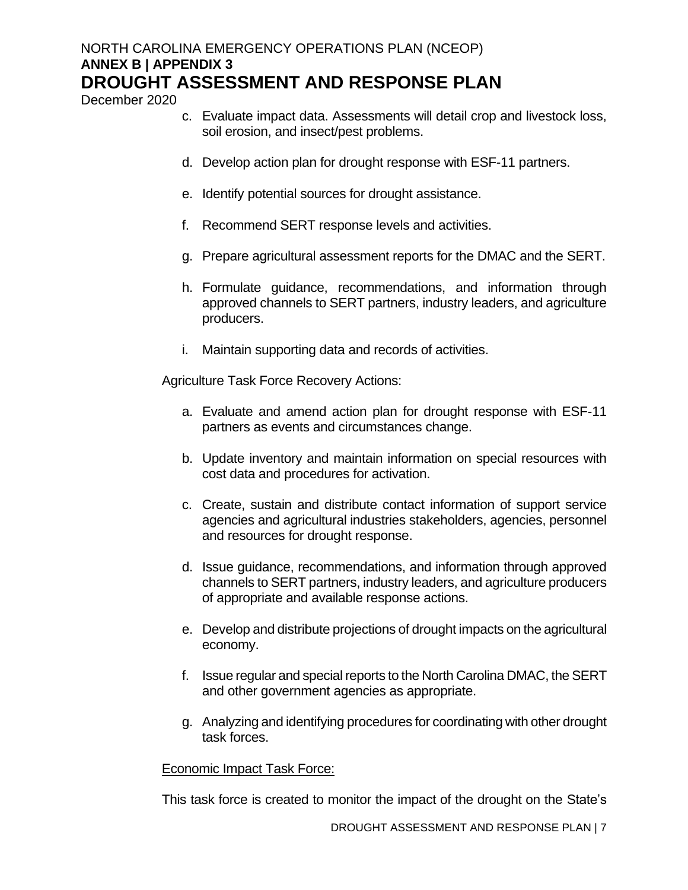c. Evaluate impact data. Assessments will detail crop and livestock loss, soil erosion, and insect/pest problems.

d. Develop action plan for drought response with ESF-11 partners.

e. Identify potential sources for drought assistance.

f. Recommend SERT response levels and activities.

g. Prepare agricultural assessment reports for the DMAC and the SERT.

h. Formulate guidance, recommendations, and information through approved channels to SERT partners, industry leaders, and agriculture producers.

i. Maintain supporting data and records of activities.

Agriculture Task Force Recovery Actions:

a. Evaluate and amend action plan for drought response with ESF-11 partners as events and circumstances change.

b. Update inventory and maintain information on special resources with cost data and procedures for activation.

c. Create, sustain and distribute contact information of support service agencies and agricultural industries stakeholders, agencies, personnel and resources for drought response.

d. Issue guidance, recommendations, and information through approved channels to SERT partners, industry leaders, and agriculture producers of appropriate and available response actions.

e. Develop and distribute projections of drought impacts on the agricultural economy.

f. Issue regular and special reports to the North Carolina DMAC, the SERT and other government agencies as appropriate.

g. Analyzing and identifying procedures for coordinating with other drought task forces.

Economic Impact Task Force:

This task force is created to monitor the impact of the drought on the State's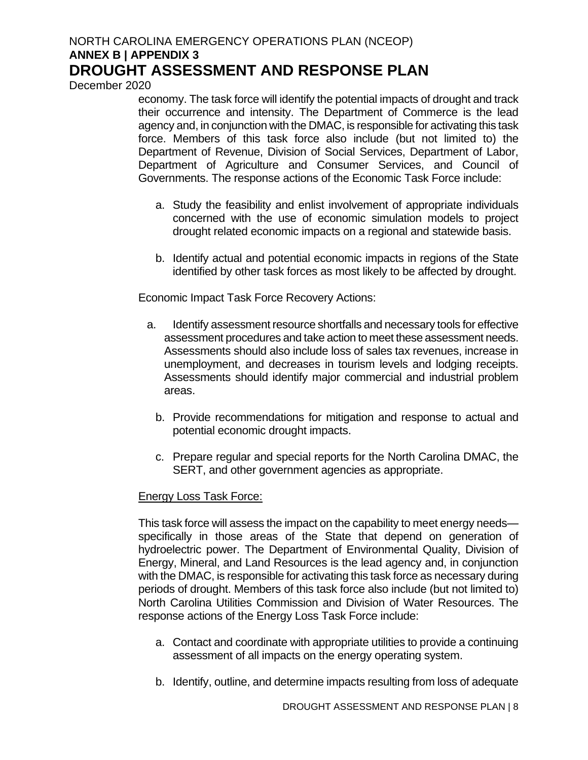economy. The task force will identify the potential impacts of drought and track their occurrence and intensity. The Department of Commerce is the lead agency and, in conjunction with the DMAC, is responsible for activating this task force. Members of this task force also include (but not limited to) the Department of Revenue, Division of Social Services, Department of Labor, Department of Agriculture and Consumer Services, and Council of Governments. The response actions of the Economic Task Force include:

a. Study the feasibility and enlist involvement of appropriate individuals concerned with the use of economic simulation models to project drought related economic impacts on a regional and statewide basis.

b. Identify actual and potential economic impacts in regions of the State identified by other task forces as most likely to be affected by drought.

Economic Impact Task Force Recovery Actions:

a. Identify assessment resource shortfalls and necessary tools for effective assessment procedures and take action to meet these assessment needs. Assessments should also include loss of sales tax revenues, increase in unemployment, and decreases in tourism levels and lodging receipts. Assessments should identify major commercial and industrial problem areas.

b. Provide recommendations for mitigation and response to actual and potential economic drought impacts.

c. Prepare regular and special reports for the North Carolina DMAC, the SERT, and other government agencies as appropriate.

Energy Loss Task Force:

This task force will assess the impact on the capability to meet energy needs—specifically in those areas of the State that depend on generation of hydroelectric power. The Department of Environmental Quality, Division of Energy, Mineral, and Land Resources is the lead agency and, in conjunction with the DMAC, is responsible for activating this task force as necessary during periods of drought. Members of this task force also include (but not limited to) North Carolina Utilities Commission and Division of Water Resources. The response actions of the Energy Loss Task Force include:

a. Contact and coordinate with appropriate utilities to provide a continuing assessment of all impacts on the energy operating system.

b. Identify, outline, and determine impacts resulting from loss of adequate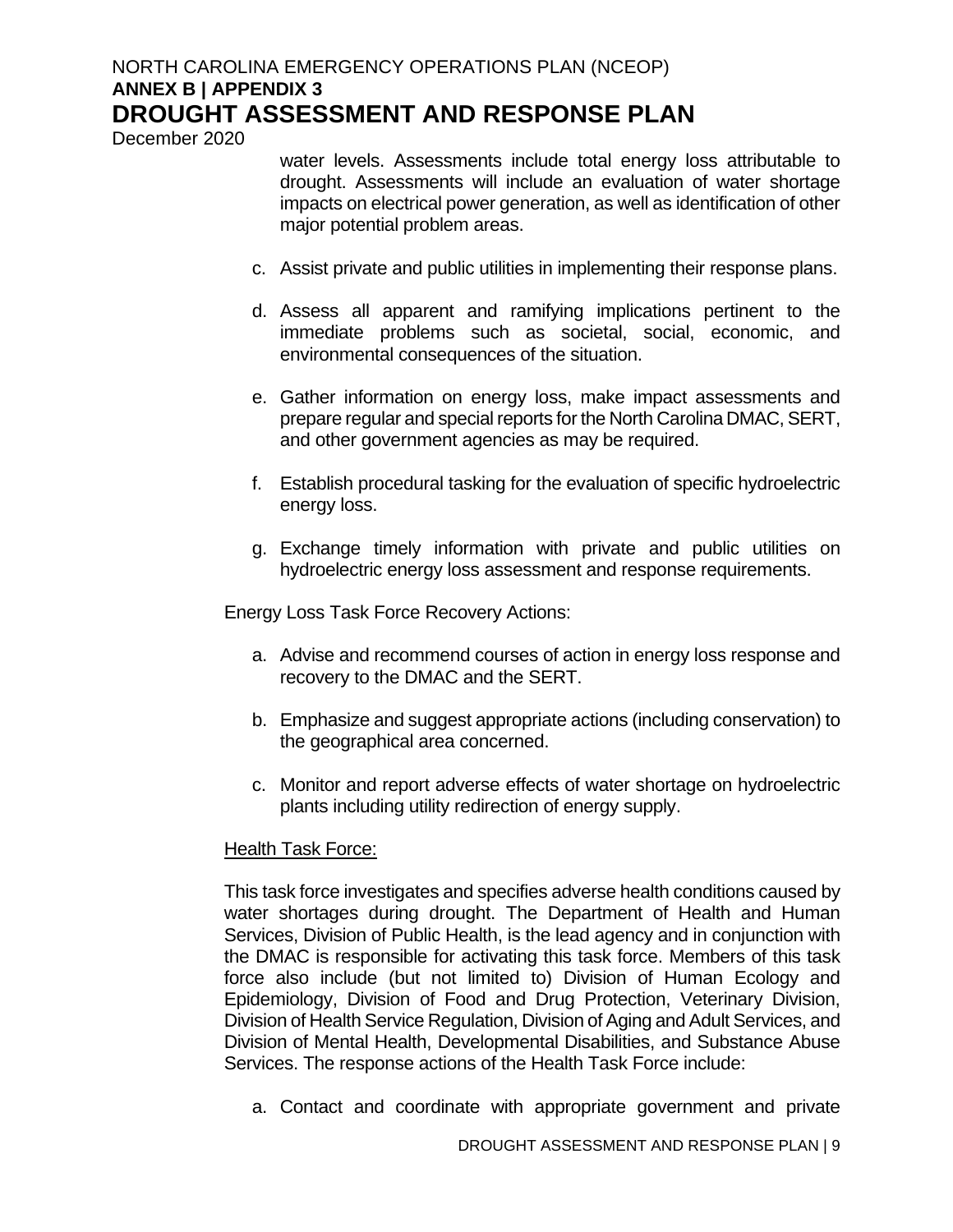water levels. Assessments include total energy loss attributable to drought. Assessments will include an evaluation of water shortage impacts on electrical power generation, as well as identification of other major potential problem areas.

c. Assist private and public utilities in implementing their response plans.

d. Assess all apparent and ramifying implications pertinent to the immediate problems such as societal, social, economic, and environmental consequences of the situation.

e. Gather information on energy loss, make impact assessments and prepare regular and special reports for the North Carolina DMAC, SERT, and other government agencies as may be required.

f. Establish procedural tasking for the evaluation of specific hydroelectric energy loss.

g. Exchange timely information with private and public utilities on hydroelectric energy loss assessment and response requirements.

Energy Loss Task Force Recovery Actions:

a. Advise and recommend courses of action in energy loss response and recovery to the DMAC and the SERT.

b. Emphasize and suggest appropriate actions (including conservation) to the geographical area concerned.

c. Monitor and report adverse effects of water shortage on hydroelectric plants including utility redirection of energy supply.

Health Task Force:

This task force investigates and specifies adverse health conditions caused by water shortages during drought. The Department of Health and Human Services, Division of Public Health, is the lead agency and in conjunction with the DMAC is responsible for activating this task force. Members of this task force also include (but not limited to) Division of Human Ecology and Epidemiology, Division of Food and Drug Protection, Veterinary Division, Division of Health Service Regulation, Division of Aging and Adult Services, and Division of Mental Health, Developmental Disabilities, and Substance Abuse Services. The response actions of the Health Task Force include:

a. Contact and coordinate with appropriate government and private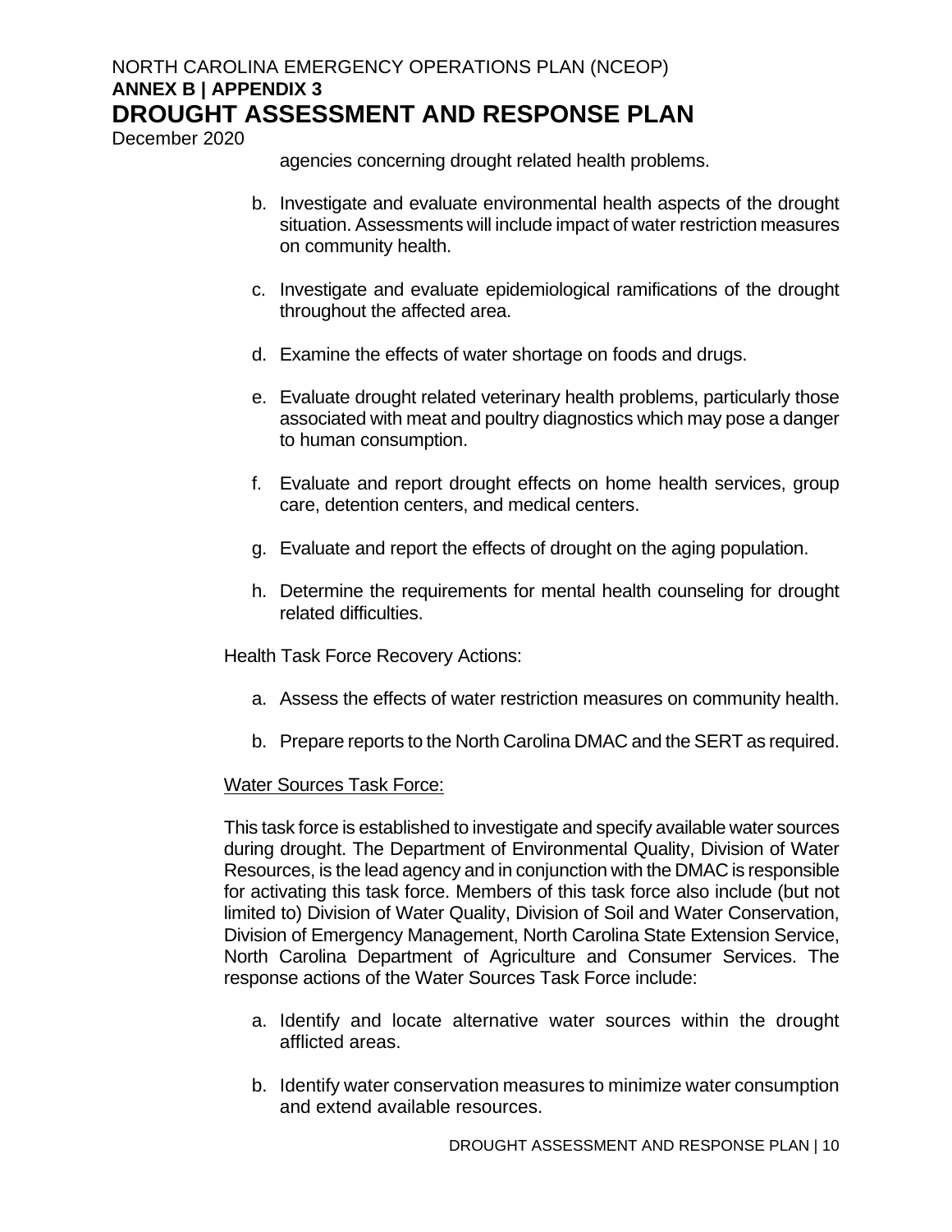agencies concerning drought related health problems.

b. Investigate and evaluate environmental health aspects of the drought situation. Assessments will include impact of water restriction measures on community health.

c. Investigate and evaluate epidemiological ramifications of the drought throughout the affected area.

d. Examine the effects of water shortage on foods and drugs.

e. Evaluate drought related veterinary health problems, particularly those associated with meat and poultry diagnostics which may pose a danger to human consumption.

f. Evaluate and report drought effects on home health services, group care, detention centers, and medical centers.

g. Evaluate and report the effects of drought on the aging population.

h. Determine the requirements for mental health counseling for drought related difficulties.

Health Task Force Recovery Actions:

a. Assess the effects of water restriction measures on community health.

b. Prepare reports to the North Carolina DMAC and the SERT as required.

<u>Water Sources Task Force:</u>

This task force is established to investigate and specify available water sources during drought. The Department of Environmental Quality, Division of Water Resources, is the lead agency and in conjunction with the DMAC is responsible for activating this task force. Members of this task force also include (but not limited to) Division of Water Quality, Division of Soil and Water Conservation, Division of Emergency Management, North Carolina State Extension Service, North Carolina Department of Agriculture and Consumer Services. The response actions of the Water Sources Task Force include:

a. Identify and locate alternative water sources within the drought afflicted areas.

b. Identify water conservation measures to minimize water consumption and extend available resources.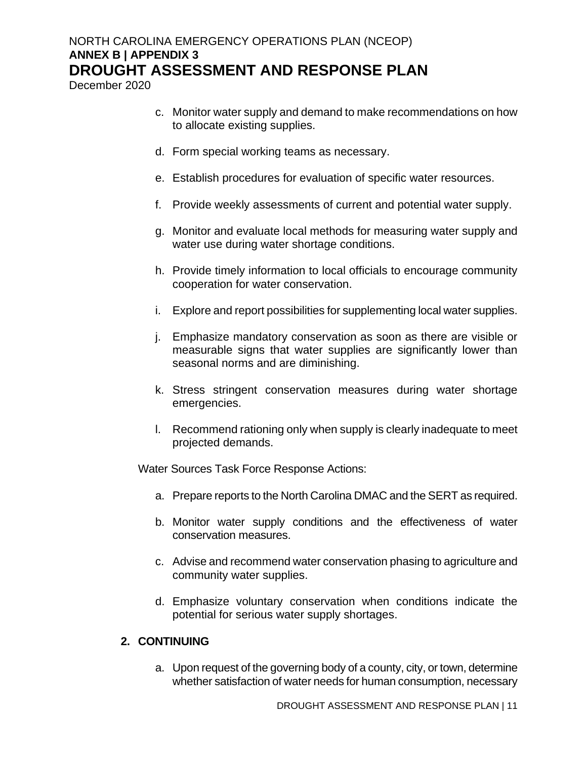c. Monitor water supply and demand to make recommendations on how to allocate existing supplies.

d. Form special working teams as necessary.

e. Establish procedures for evaluation of specific water resources.

f. Provide weekly assessments of current and potential water supply.

g. Monitor and evaluate local methods for measuring water supply and water use during water shortage conditions.

h. Provide timely information to local officials to encourage community cooperation for water conservation.

i. Explore and report possibilities for supplementing local water supplies.

j. Emphasize mandatory conservation as soon as there are visible or measurable signs that water supplies are significantly lower than seasonal norms and are diminishing.

k. Stress stringent conservation measures during water shortage emergencies.

l. Recommend rationing only when supply is clearly inadequate to meet projected demands.

Water Sources Task Force Response Actions:

a. Prepare reports to the North Carolina DMAC and the SERT as required.

b. Monitor water supply conditions and the effectiveness of water conservation measures.

c. Advise and recommend water conservation phasing to agriculture and community water supplies.

d. Emphasize voluntary conservation when conditions indicate the potential for serious water supply shortages.

### 2. CONTINUING

a. Upon request of the governing body of a county, city, or town, determine whether satisfaction of water needs for human consumption, necessary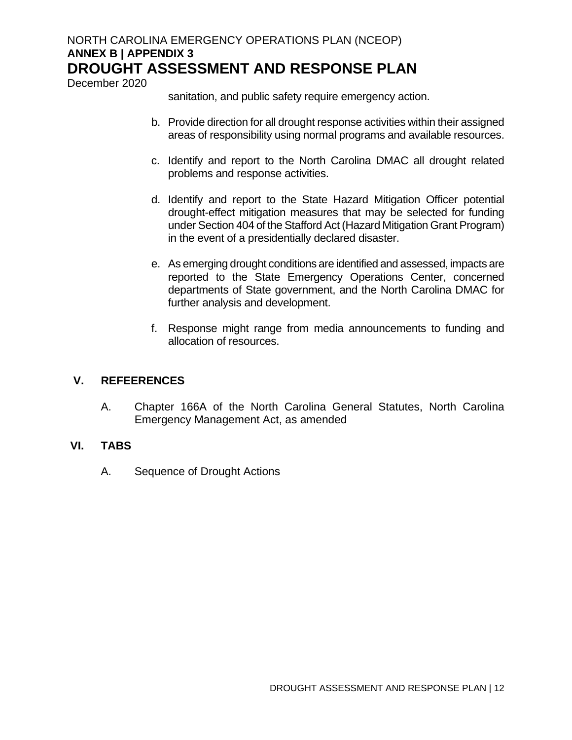sanitation, and public safety require emergency action.

b. Provide direction for all drought response activities within their assigned areas of responsibility using normal programs and available resources.

c. Identify and report to the North Carolina DMAC all drought related problems and response activities.

d. Identify and report to the State Hazard Mitigation Officer potential drought-effect mitigation measures that may be selected for funding under Section 404 of the Stafford Act (Hazard Mitigation Grant Program) in the event of a presidentially declared disaster.

e. As emerging drought conditions are identified and assessed, impacts are reported to the State Emergency Operations Center, concerned departments of State government, and the North Carolina DMAC for further analysis and development.

f. Response might range from media announcements to funding and allocation of resources.

## V. REFEERENCES

A. Chapter 166A of the North Carolina General Statutes, North Carolina Emergency Management Act, as amended

## VI. TABS

A. Sequence of Drought Actions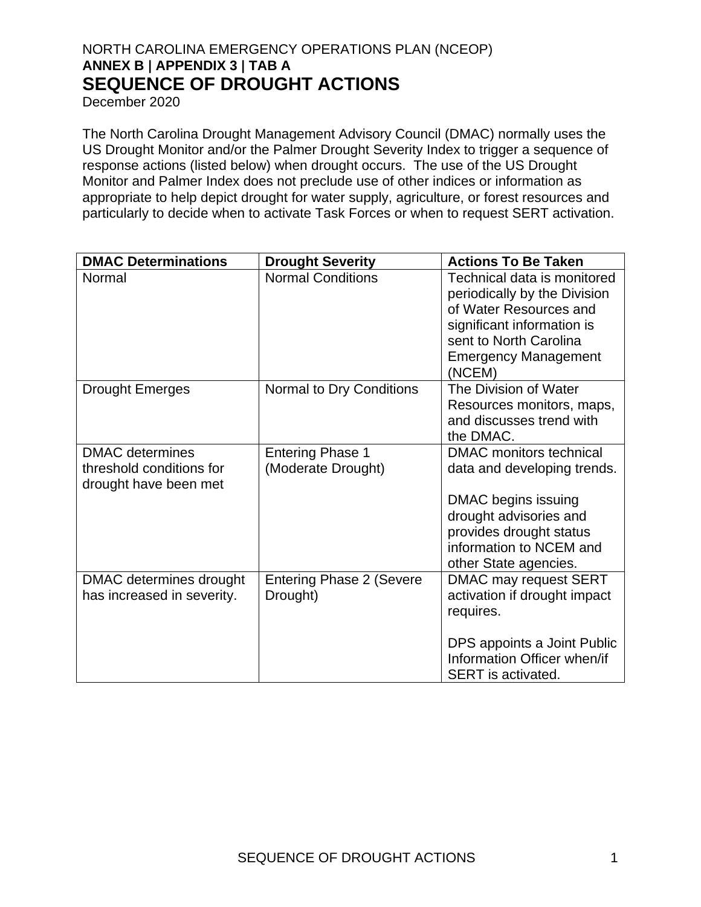NORTH CAROLINA EMERGENCY OPERATIONS PLAN (NCEOP)

**ANNEX B | APPENDIX 3 | TAB A**

# SEQUENCE OF DROUGHT ACTIONS

December 2020

The North Carolina Drought Management Advisory Council (DMAC) normally uses the US Drought Monitor and/or the Palmer Drought Severity Index to trigger a sequence of response actions (listed below) when drought occurs. The use of the US Drought Monitor and Palmer Index does not preclude use of other indices or information as appropriate to help depict drought for water supply, agriculture, or forest resources and particularly to decide when to activate Task Forces or when to request SERT activation.

| DMAC Determinations | Drought Severity | Actions To Be Taken |
| --- | --- | --- |
| Normal | Normal Conditions | Technical data is monitored periodically by the Division of Water Resources and significant information is sent to North Carolina Emergency Management (NCEM) |
| Drought Emerges | Normal to Dry Conditions | The Division of Water Resources monitors, maps, and discusses trend with the DMAC. |
| DMAC determines threshold conditions for drought have been met | Entering Phase 1 (Moderate Drought) | DMAC monitors technical data and developing trends.<br><br>DMAC begins issuing drought advisories and provides drought status information to NCEM and other State agencies. |
| DMAC determines drought has increased in severity. | Entering Phase 2 (Severe Drought) | DMAC may request SERT activation if drought impact requires.<br><br>DPS appoints a Joint Public Information Officer when/if SERT is activated. |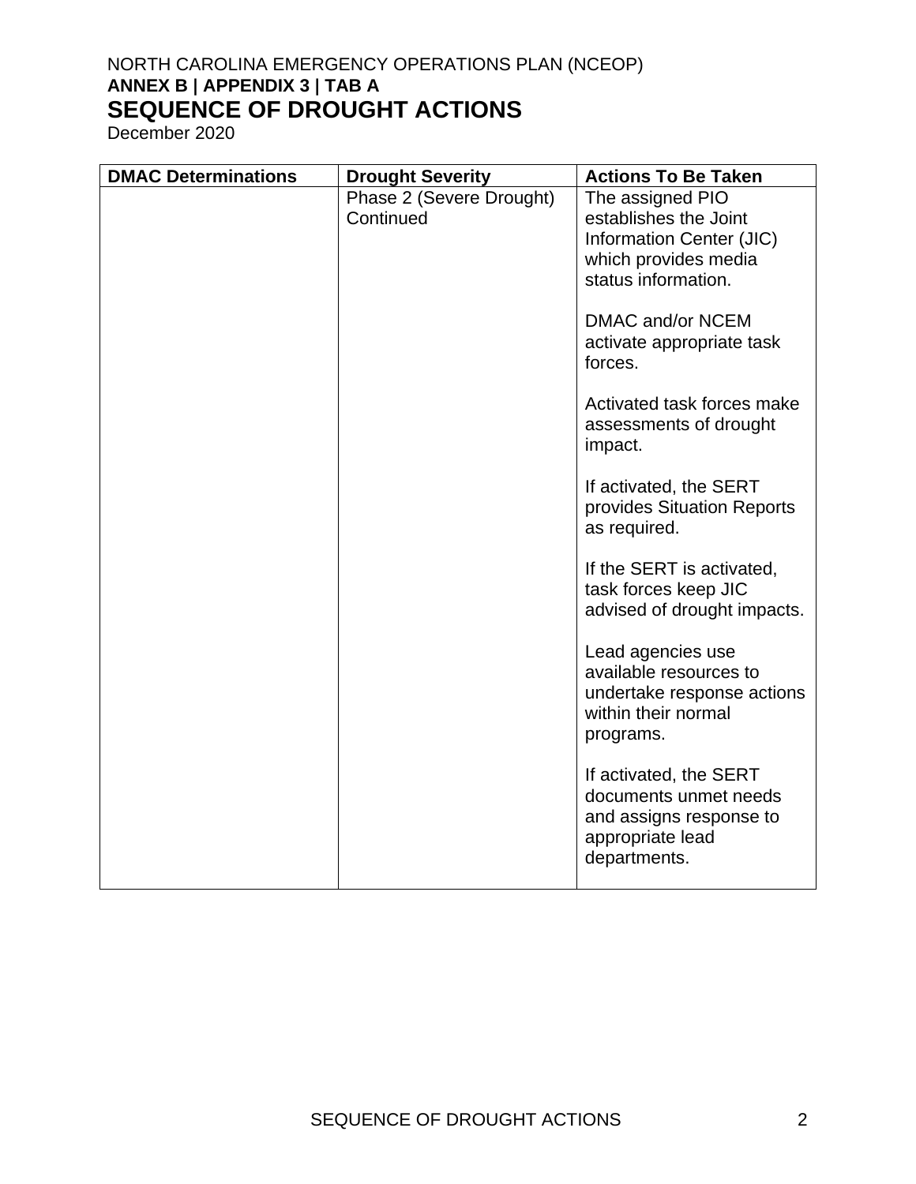NORTH CAROLINA EMERGENCY OPERATIONS PLAN (NCEOP)
**ANNEX B | APPENDIX 3 | TAB A**

# SEQUENCE OF DROUGHT ACTIONS

December 2020

| DMAC Determinations | Drought Severity | Actions To Be Taken |
|---|---|---|
| | Phase 2 (Severe Drought) Continued | The assigned PIO establishes the Joint Information Center (JIC) which provides media status information.<br><br>DMAC and/or NCEM activate appropriate task forces.<br><br>Activated task forces make assessments of drought impact.<br><br>If activated, the SERT provides Situation Reports as required.<br><br>If the SERT is activated, task forces keep JIC advised of drought impacts.<br><br>Lead agencies use available resources to undertake response actions within their normal programs.<br><br>If activated, the SERT documents unmet needs and assigns response to appropriate lead departments. |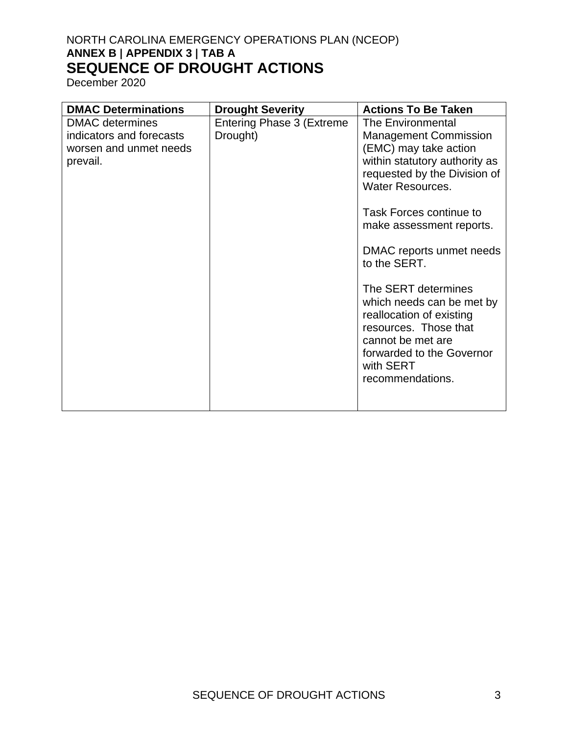| DMAC Determinations | Drought Severity | Actions To Be Taken |
| --- | --- | --- |
| DMAC determines indicators and forecasts worsen and unmet needs prevail. | Entering Phase 3 (Extreme Drought) | The Environmental Management Commission (EMC) may take action within statutory authority as requested by the Division of Water Resources.<br><br>Task Forces continue to make assessment reports.<br><br>DMAC reports unmet needs to the SERT.<br><br>The SERT determines which needs can be met by reallocation of existing resources. Those that cannot be met are forwarded to the Governor with SERT recommendations. |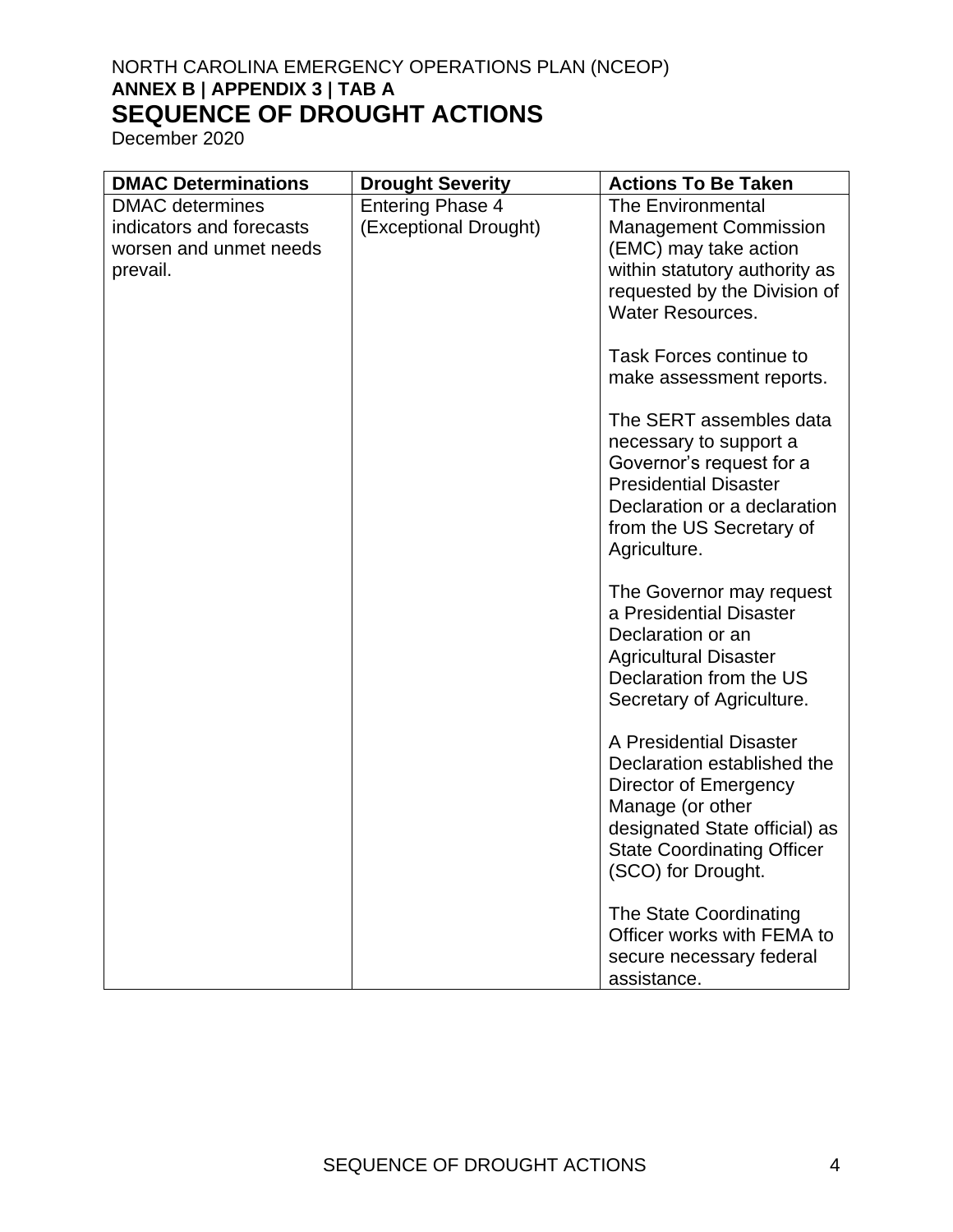| DMAC Determinations | Drought Severity | Actions To Be Taken |
|---|---|---|
| DMAC determines indicators and forecasts worsen and unmet needs prevail. | Entering Phase 4 (Exceptional Drought) | The Environmental Management Commission (EMC) may take action within statutory authority as requested by the Division of Water Resources.<br><br>Task Forces continue to make assessment reports.<br><br>The SERT assembles data necessary to support a Governor's request for a Presidential Disaster Declaration or a declaration from the US Secretary of Agriculture.<br><br>The Governor may request a Presidential Disaster Declaration or an Agricultural Disaster Declaration from the US Secretary of Agriculture.<br><br>A Presidential Disaster Declaration established the Director of Emergency Manage (or other designated State official) as State Coordinating Officer (SCO) for Drought.<br><br>The State Coordinating Officer works with FEMA to secure necessary federal assistance. |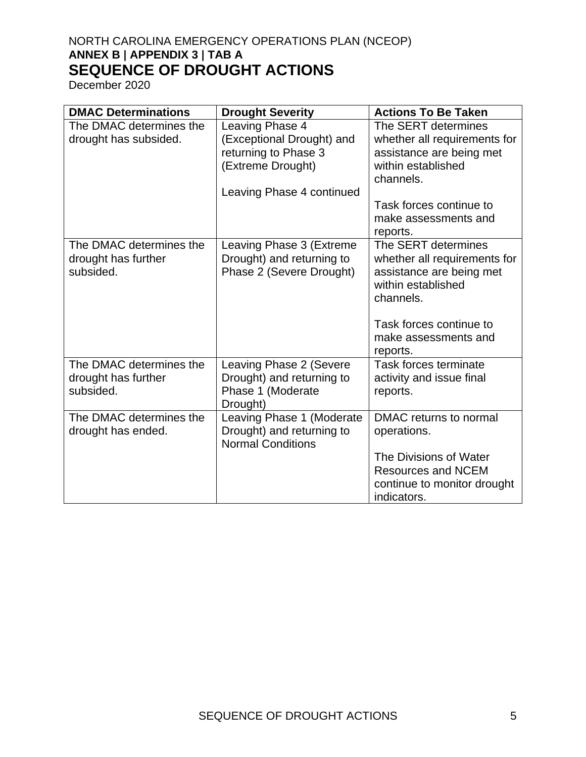NORTH CAROLINA EMERGENCY OPERATIONS PLAN (NCEOP)

**ANNEX B | APPENDIX 3 | TAB A**

# SEQUENCE OF DROUGHT ACTIONS

December 2020

| DMAC Determinations | Drought Severity | Actions To Be Taken |
|---|---|---|
| The DMAC determines the drought has subsided. | Leaving Phase 4 (Exceptional Drought) and returning to Phase 3 (Extreme Drought)<br><br>Leaving Phase 4 continued | The SERT determines whether all requirements for assistance are being met within established channels.<br><br>Task forces continue to make assessments and reports. |
| The DMAC determines the drought has further subsided. | Leaving Phase 3 (Extreme Drought) and returning to Phase 2 (Severe Drought) | The SERT determines whether all requirements for assistance are being met within established channels.<br><br>Task forces continue to make assessments and reports. |
| The DMAC determines the drought has further subsided. | Leaving Phase 2 (Severe Drought) and returning to Phase 1 (Moderate Drought) | Task forces terminate activity and issue final reports. |
| The DMAC determines the drought has ended. | Leaving Phase 1 (Moderate Drought) and returning to Normal Conditions | DMAC returns to normal operations.<br><br>The Divisions of Water Resources and NCEM continue to monitor drought indicators. |